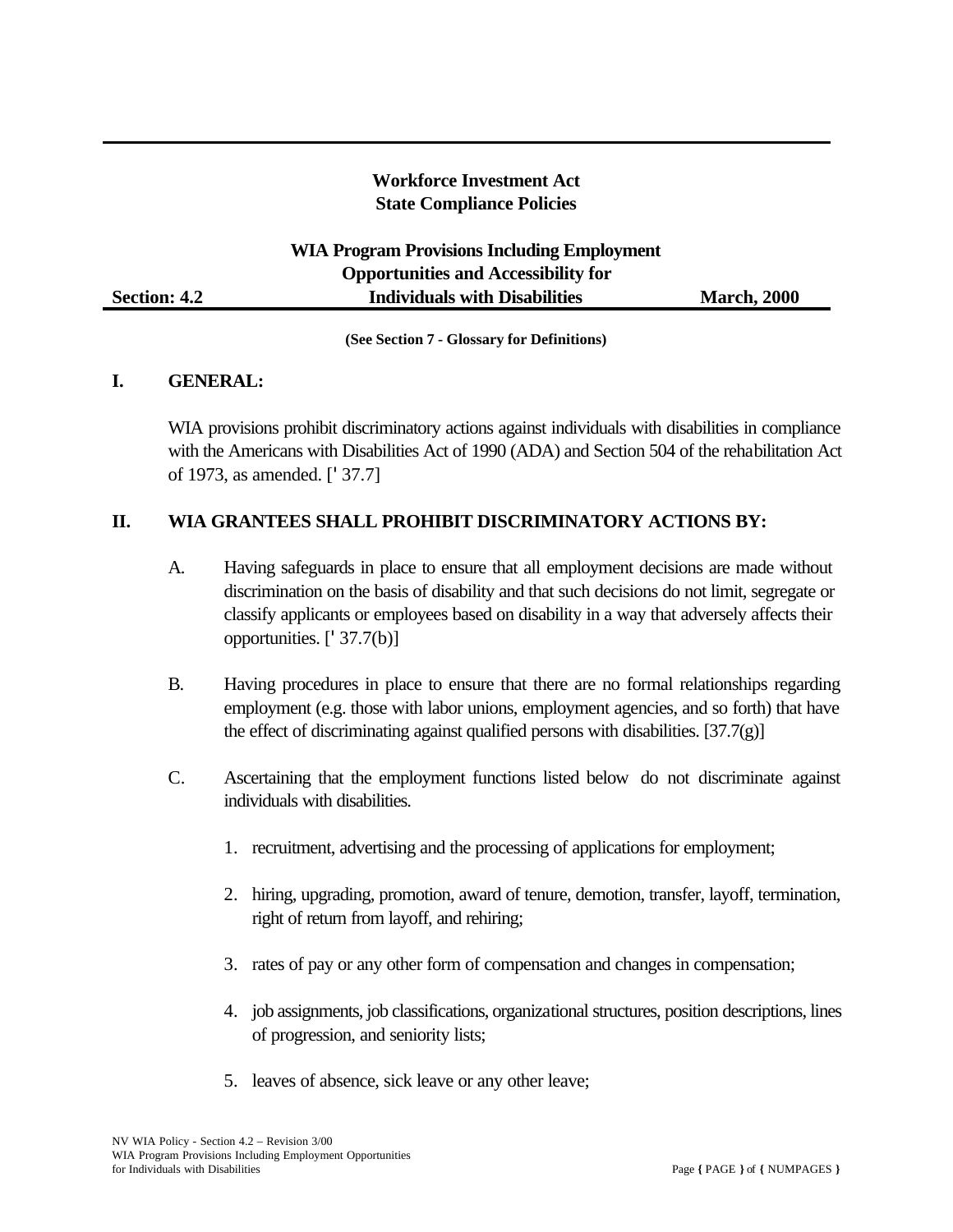# Workforce Investment Act
# State Compliance Policies

## WIA Program Provisions Including Employment Opportunities and Accessibility for Individuals with Disabilities

**Section: 4.2** | **March, 2000**

**(See Section 7 - Glossary for Definitions)**

## I. GENERAL:

WIA provisions prohibit discriminatory actions against individuals with disabilities in compliance with the Americans with Disabilities Act of 1990 (ADA) and Section 504 of the rehabilitation Act of 1973, as amended. [' 37.7]

## II. WIA GRANTEES SHALL PROHIBIT DISCRIMINATORY ACTIONS BY:

A. Having safeguards in place to ensure that all employment decisions are made without discrimination on the basis of disability and that such decisions do not limit, segregate or classify applicants or employees based on disability in a way that adversely affects their opportunities. [' 37.7(b)]

B. Having procedures in place to ensure that there are no formal relationships regarding employment (e.g. those with labor unions, employment agencies, and so forth) that have the effect of discriminating against qualified persons with disabilities. [37.7(g)]

C. Ascertaining that the employment functions listed below do not discriminate against individuals with disabilities.

1. recruitment, advertising and the processing of applications for employment;
2. hiring, upgrading, promotion, award of tenure, demotion, transfer, layoff, termination, right of return from layoff, and rehiring;
3. rates of pay or any other form of compensation and changes in compensation;
4. job assignments, job classifications, organizational structures, position descriptions, lines of progression, and seniority lists;
5. leaves of absence, sick leave or any other leave;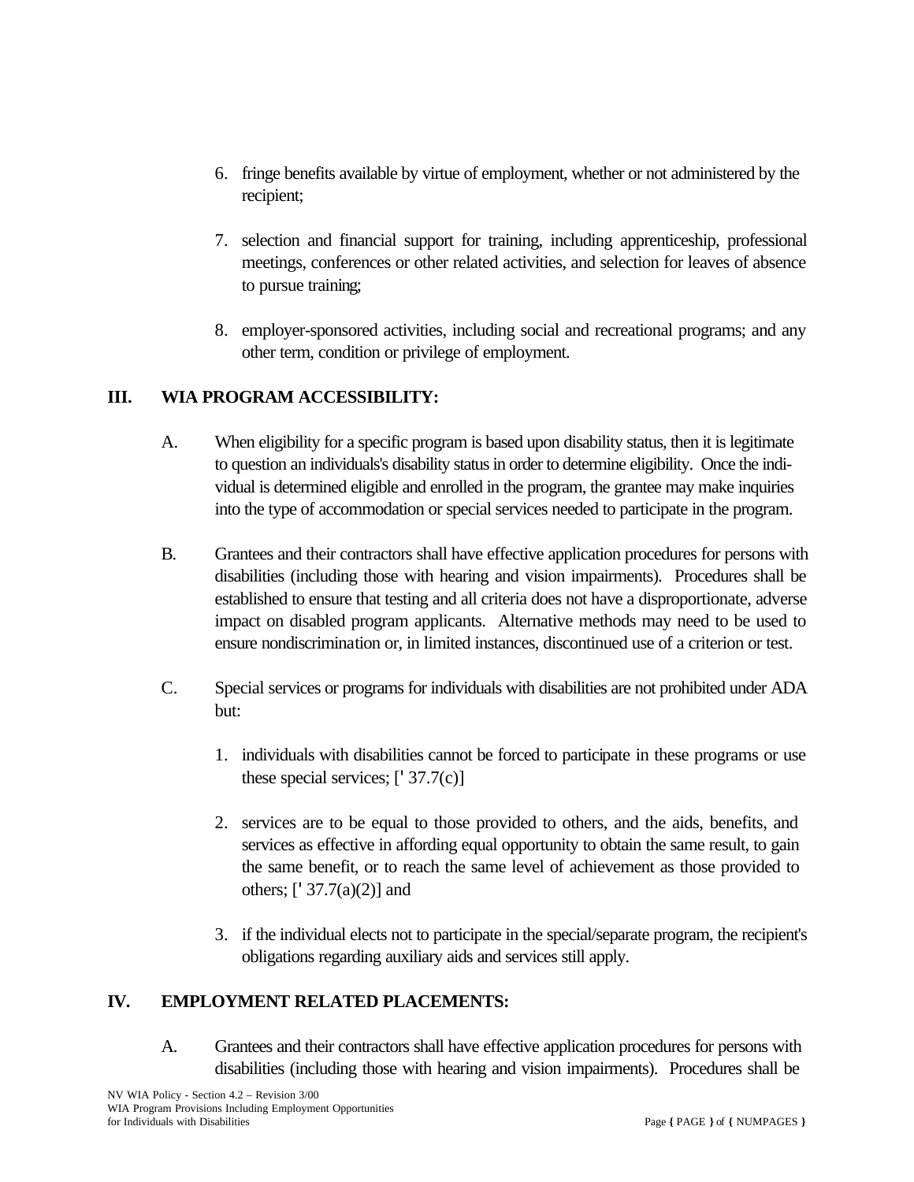6. fringe benefits available by virtue of employment, whether or not administered by the recipient;

7. selection and financial support for training, including apprenticeship, professional meetings, conferences or other related activities, and selection for leaves of absence to pursue training;

8. employer-sponsored activities, including social and recreational programs; and any other term, condition or privilege of employment.

## III. WIA PROGRAM ACCESSIBILITY:

A. When eligibility for a specific program is based upon disability status, then it is legitimate to question an individuals's disability status in order to determine eligibility. Once the individual is determined eligible and enrolled in the program, the grantee may make inquiries into the type of accommodation or special services needed to participate in the program.

B. Grantees and their contractors shall have effective application procedures for persons with disabilities (including those with hearing and vision impairments). Procedures shall be established to ensure that testing and all criteria does not have a disproportionate, adverse impact on disabled program applicants. Alternative methods may need to be used to ensure nondiscrimination or, in limited instances, discontinued use of a criterion or test.

C. Special services or programs for individuals with disabilities are not prohibited under ADA but:

1. individuals with disabilities cannot be forced to participate in these programs or use these special services; [' 37.7(c)]

2. services are to be equal to those provided to others, and the aids, benefits, and services as effective in affording equal opportunity to obtain the same result, to gain the same benefit, or to reach the same level of achievement as those provided to others; [' 37.7(a)(2)] and

3. if the individual elects not to participate in the special/separate program, the recipient's obligations regarding auxiliary aids and services still apply.

## IV. EMPLOYMENT RELATED PLACEMENTS:

A. Grantees and their contractors shall have effective application procedures for persons with disabilities (including those with hearing and vision impairments). Procedures shall be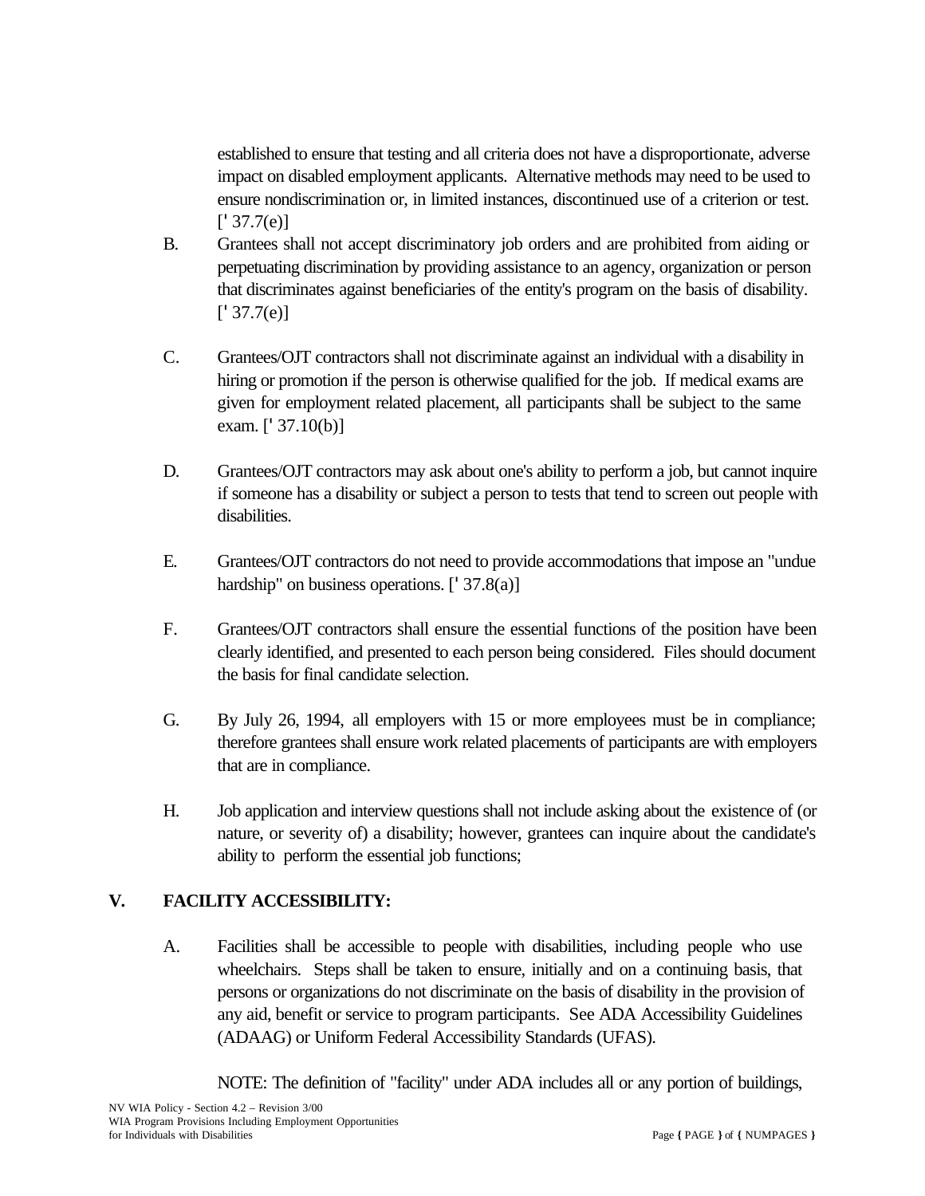established to ensure that testing and all criteria does not have a disproportionate, adverse impact on disabled employment applicants. Alternative methods may need to be used to ensure nondiscrimination or, in limited instances, discontinued use of a criterion or test. [' 37.7(e)]

B. Grantees shall not accept discriminatory job orders and are prohibited from aiding or perpetuating discrimination by providing assistance to an agency, organization or person that discriminates against beneficiaries of the entity's program on the basis of disability. [' 37.7(e)]

C. Grantees/OJT contractors shall not discriminate against an individual with a disability in hiring or promotion if the person is otherwise qualified for the job. If medical exams are given for employment related placement, all participants shall be subject to the same exam. [' 37.10(b)]

D. Grantees/OJT contractors may ask about one's ability to perform a job, but cannot inquire if someone has a disability or subject a person to tests that tend to screen out people with disabilities.

E. Grantees/OJT contractors do not need to provide accommodations that impose an "undue hardship" on business operations. [' 37.8(a)]

F. Grantees/OJT contractors shall ensure the essential functions of the position have been clearly identified, and presented to each person being considered. Files should document the basis for final candidate selection.

G. By July 26, 1994, all employers with 15 or more employees must be in compliance; therefore grantees shall ensure work related placements of participants are with employers that are in compliance.

H. Job application and interview questions shall not include asking about the existence of (or nature, or severity of) a disability; however, grantees can inquire about the candidate's ability to perform the essential job functions;

## V. FACILITY ACCESSIBILITY:

A. Facilities shall be accessible to people with disabilities, including people who use wheelchairs. Steps shall be taken to ensure, initially and on a continuing basis, that persons or organizations do not discriminate on the basis of disability in the provision of any aid, benefit or service to program participants. See ADA Accessibility Guidelines (ADAAG) or Uniform Federal Accessibility Standards (UFAS).

NOTE: The definition of "facility" under ADA includes all or any portion of buildings,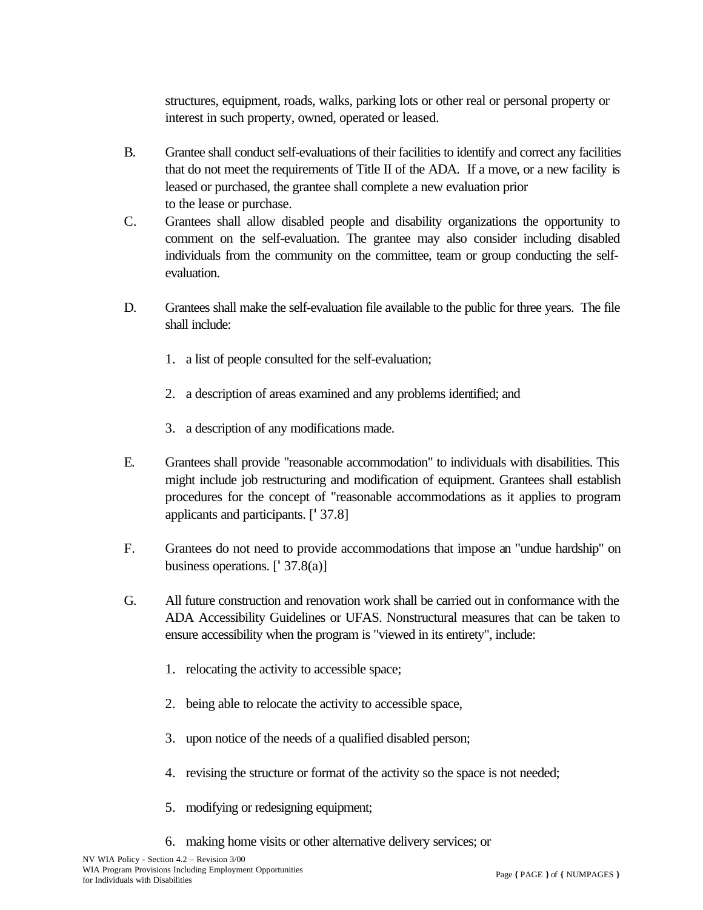structures, equipment, roads, walks, parking lots or other real or personal property or interest in such property, owned, operated or leased.

B. Grantee shall conduct self-evaluations of their facilities to identify and correct any facilities that do not meet the requirements of Title II of the ADA. If a move, or a new facility is leased or purchased, the grantee shall complete a new evaluation prior to the lease or purchase.

C. Grantees shall allow disabled people and disability organizations the opportunity to comment on the self-evaluation. The grantee may also consider including disabled individuals from the community on the committee, team or group conducting the self-evaluation.

D. Grantees shall make the self-evaluation file available to the public for three years. The file shall include:

1. a list of people consulted for the self-evaluation;

2. a description of areas examined and any problems identified; and

3. a description of any modifications made.

E. Grantees shall provide "reasonable accommodation" to individuals with disabilities. This might include job restructuring and modification of equipment. Grantees shall establish procedures for the concept of "reasonable accommodations as it applies to program applicants and participants. [' 37.8]

F. Grantees do not need to provide accommodations that impose an "undue hardship" on business operations. [' 37.8(a)]

G. All future construction and renovation work shall be carried out in conformance with the ADA Accessibility Guidelines or UFAS. Nonstructural measures that can be taken to ensure accessibility when the program is "viewed in its entirety", include:

1. relocating the activity to accessible space;

2. being able to relocate the activity to accessible space,

3. upon notice of the needs of a qualified disabled person;

4. revising the structure or format of the activity so the space is not needed;

5. modifying or redesigning equipment;

6. making home visits or other alternative delivery services; or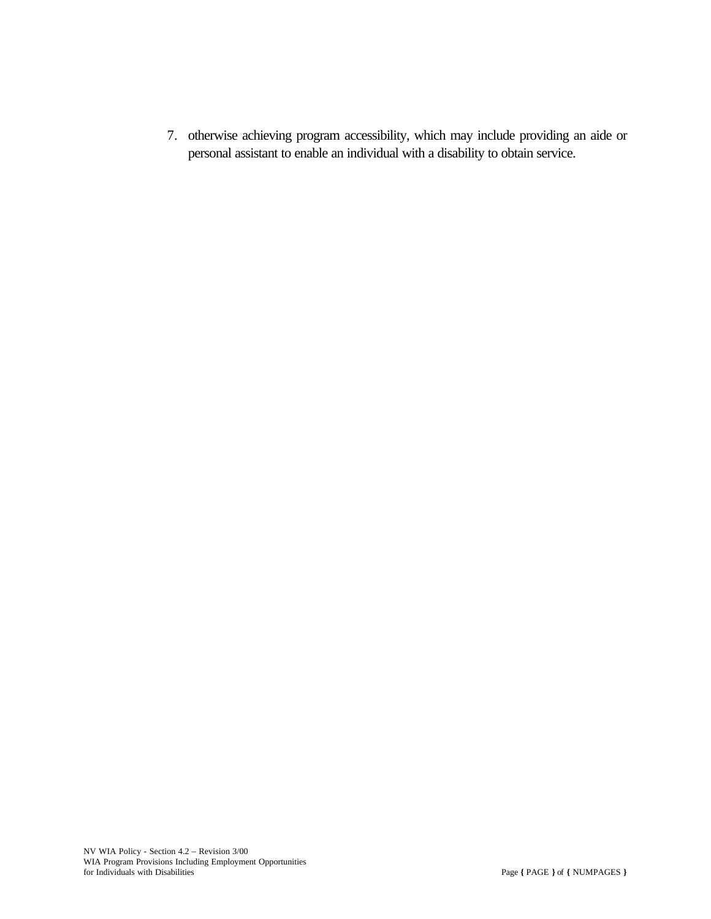7. otherwise achieving program accessibility, which may include providing an aide or personal assistant to enable an individual with a disability to obtain service.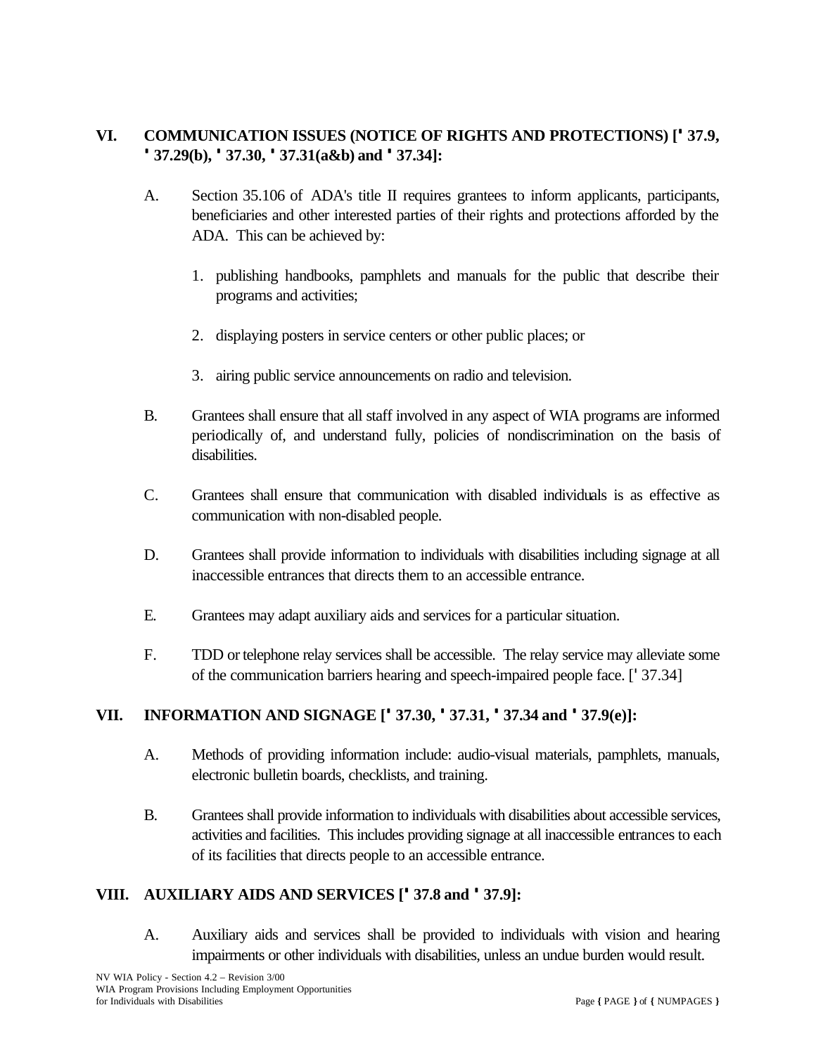## VI. COMMUNICATION ISSUES (NOTICE OF RIGHTS AND PROTECTIONS) [' 37.9, ' 37.29(b), ' 37.30, ' 37.31(a&b) and ' 37.34]:

A. Section 35.106 of ADA's title II requires grantees to inform applicants, participants, beneficiaries and other interested parties of their rights and protections afforded by the ADA. This can be achieved by:

1. publishing handbooks, pamphlets and manuals for the public that describe their programs and activities;

2. displaying posters in service centers or other public places; or

3. airing public service announcements on radio and television.

B. Grantees shall ensure that all staff involved in any aspect of WIA programs are informed periodically of, and understand fully, policies of nondiscrimination on the basis of disabilities.

C. Grantees shall ensure that communication with disabled individuals is as effective as communication with non-disabled people.

D. Grantees shall provide information to individuals with disabilities including signage at all inaccessible entrances that directs them to an accessible entrance.

E. Grantees may adapt auxiliary aids and services for a particular situation.

F. TDD or telephone relay services shall be accessible. The relay service may alleviate some of the communication barriers hearing and speech-impaired people face. [' 37.34]

## VII. INFORMATION AND SIGNAGE [' 37.30, ' 37.31, ' 37.34 and ' 37.9(e)]:

A. Methods of providing information include: audio-visual materials, pamphlets, manuals, electronic bulletin boards, checklists, and training.

B. Grantees shall provide information to individuals with disabilities about accessible services, activities and facilities. This includes providing signage at all inaccessible entrances to each of its facilities that directs people to an accessible entrance.

## VIII. AUXILIARY AIDS AND SERVICES [' 37.8 and ' 37.9]:

A. Auxiliary aids and services shall be provided to individuals with vision and hearing impairments or other individuals with disabilities, unless an undue burden would result.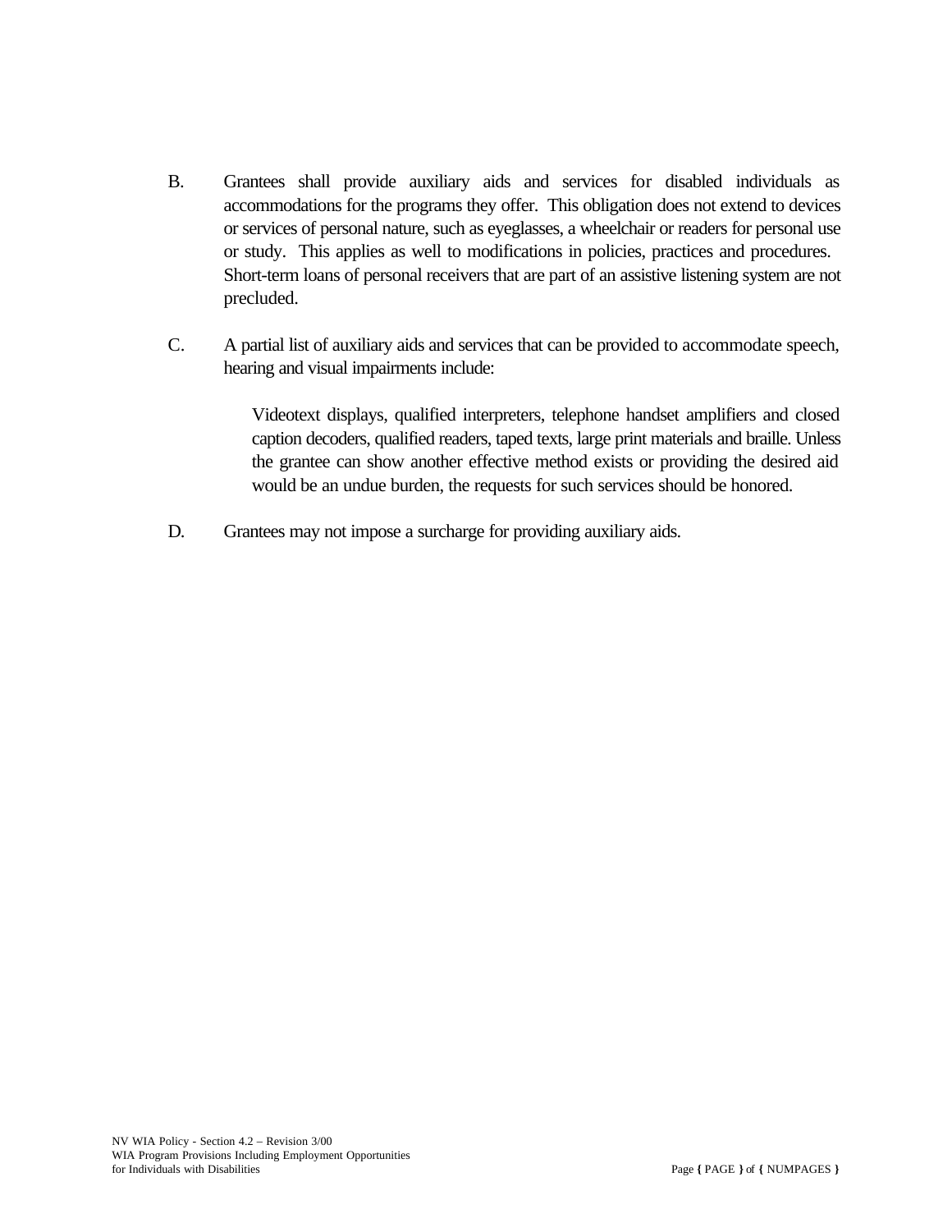B. Grantees shall provide auxiliary aids and services for disabled individuals as accommodations for the programs they offer. This obligation does not extend to devices or services of personal nature, such as eyeglasses, a wheelchair or readers for personal use or study. This applies as well to modifications in policies, practices and procedures. Short-term loans of personal receivers that are part of an assistive listening system are not precluded.

C. A partial list of auxiliary aids and services that can be provided to accommodate speech, hearing and visual impairments include:

   Videotext displays, qualified interpreters, telephone handset amplifiers and closed caption decoders, qualified readers, taped texts, large print materials and braille. Unless the grantee can show another effective method exists or providing the desired aid would be an undue burden, the requests for such services should be honored.

D. Grantees may not impose a surcharge for providing auxiliary aids.